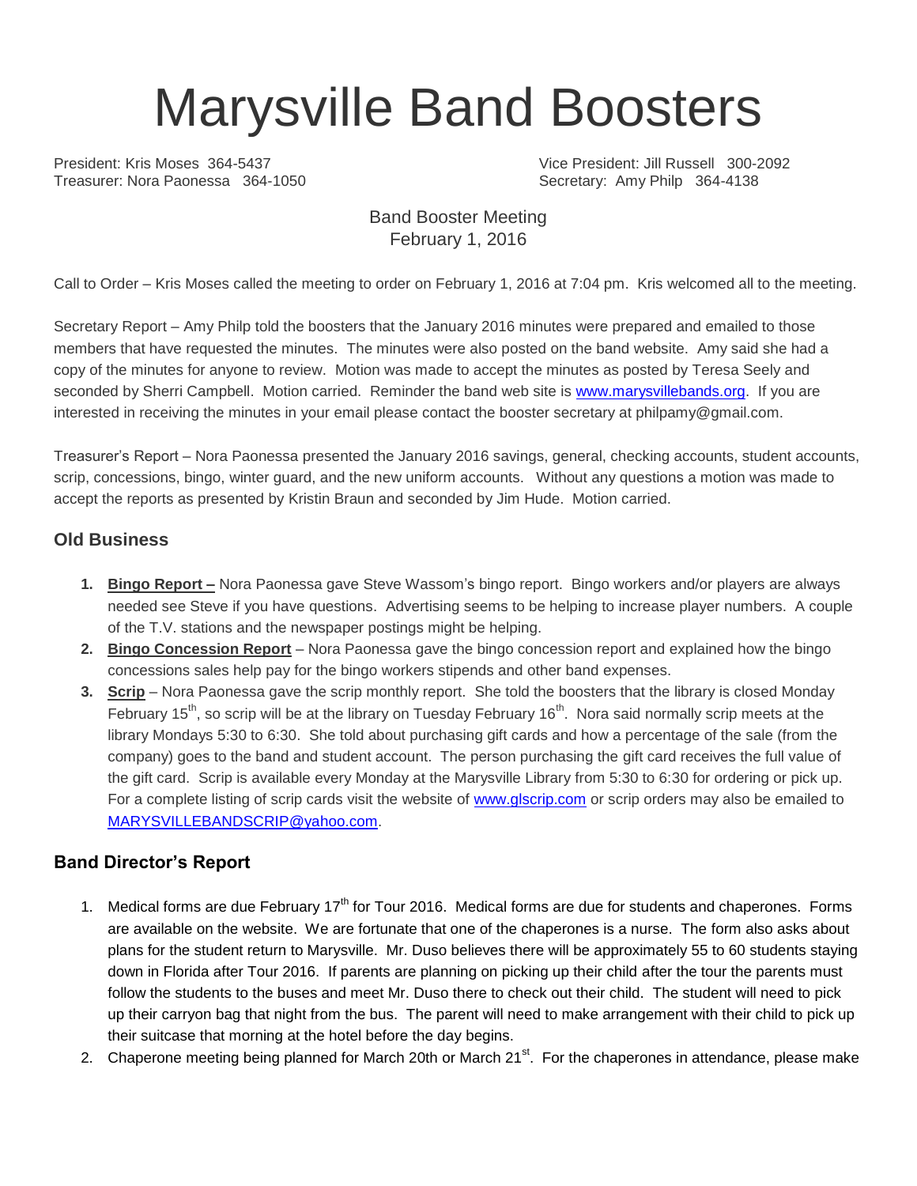# Marysville Band Boosters

President: Kris Moses 364-5437
Treasurer: Nora Paonessa 364-1050

Vice President: Jill Russell 300-2092
Secretary: Amy Philp 364-4138

Band Booster Meeting
February 1, 2016

Call to Order – Kris Moses called the meeting to order on February 1, 2016 at 7:04 pm. Kris welcomed all to the meeting.

Secretary Report – Amy Philp told the boosters that the January 2016 minutes were prepared and emailed to those members that have requested the minutes. The minutes were also posted on the band website. Amy said she had a copy of the minutes for anyone to review. Motion was made to accept the minutes as posted by Teresa Seely and seconded by Sherri Campbell. Motion carried. Reminder the band web site is www.marysvillebands.org. If you are interested in receiving the minutes in your email please contact the booster secretary at philpamy@gmail.com.

Treasurer's Report – Nora Paonessa presented the January 2016 savings, general, checking accounts, student accounts, scrip, concessions, bingo, winter guard, and the new uniform accounts. Without any questions a motion was made to accept the reports as presented by Kristin Braun and seconded by Jim Hude. Motion carried.

## Old Business

1. **Bingo Report –** Nora Paonessa gave Steve Wassom's bingo report. Bingo workers and/or players are always needed see Steve if you have questions. Advertising seems to be helping to increase player numbers. A couple of the T.V. stations and the newspaper postings might be helping.
2. **Bingo Concession Report** – Nora Paonessa gave the bingo concession report and explained how the bingo concessions sales help pay for the bingo workers stipends and other band expenses.
3. **Scrip** – Nora Paonessa gave the scrip monthly report. She told the boosters that the library is closed Monday February 15th, so scrip will be at the library on Tuesday February 16th. Nora said normally scrip meets at the library Mondays 5:30 to 6:30. She told about purchasing gift cards and how a percentage of the sale (from the company) goes to the band and student account. The person purchasing the gift card receives the full value of the gift card. Scrip is available every Monday at the Marysville Library from 5:30 to 6:30 for ordering or pick up. For a complete listing of scrip cards visit the website of www.glscrip.com or scrip orders may also be emailed to MARYSVILLEBANDSCRIP@yahoo.com.

## Band Director's Report

1. Medical forms are due February 17th for Tour 2016. Medical forms are due for students and chaperones. Forms are available on the website. We are fortunate that one of the chaperones is a nurse. The form also asks about plans for the student return to Marysville. Mr. Duso believes there will be approximately 55 to 60 students staying down in Florida after Tour 2016. If parents are planning on picking up their child after the tour the parents must follow the students to the buses and meet Mr. Duso there to check out their child. The student will need to pick up their carryon bag that night from the bus. The parent will need to make arrangement with their child to pick up their suitcase that morning at the hotel before the day begins.
2. Chaperone meeting being planned for March 20th or March 21st. For the chaperones in attendance, please make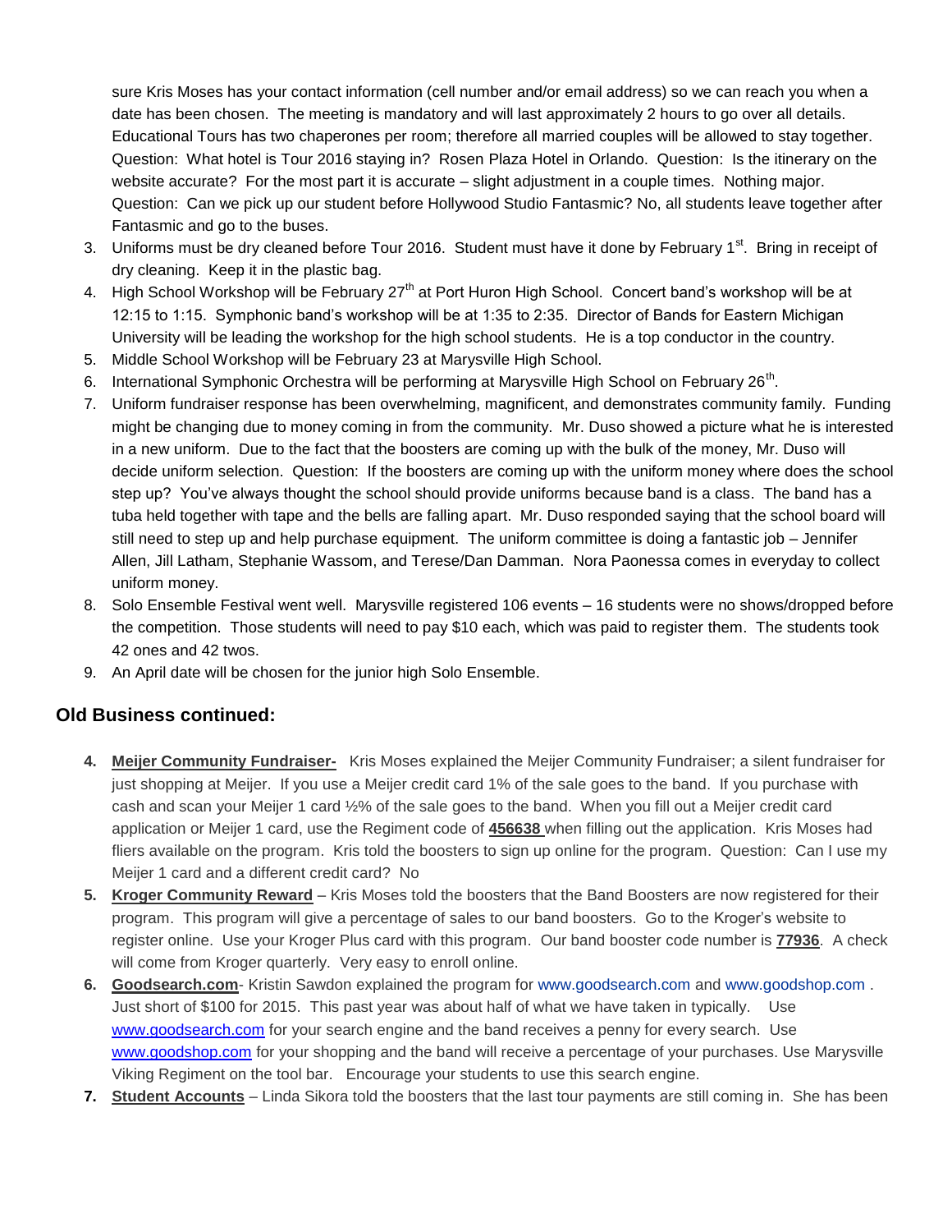sure Kris Moses has your contact information (cell number and/or email address) so we can reach you when a date has been chosen. The meeting is mandatory and will last approximately 2 hours to go over all details. Educational Tours has two chaperones per room; therefore all married couples will be allowed to stay together. Question: What hotel is Tour 2016 staying in? Rosen Plaza Hotel in Orlando. Question: Is the itinerary on the website accurate? For the most part it is accurate – slight adjustment in a couple times. Nothing major. Question: Can we pick up our student before Hollywood Studio Fantasmic? No, all students leave together after Fantasmic and go to the buses.

3. Uniforms must be dry cleaned before Tour 2016. Student must have it done by February 1st. Bring in receipt of dry cleaning. Keep it in the plastic bag.
4. High School Workshop will be February 27th at Port Huron High School. Concert band's workshop will be at 12:15 to 1:15. Symphonic band's workshop will be at 1:35 to 2:35. Director of Bands for Eastern Michigan University will be leading the workshop for the high school students. He is a top conductor in the country.
5. Middle School Workshop will be February 23 at Marysville High School.
6. International Symphonic Orchestra will be performing at Marysville High School on February 26th.
7. Uniform fundraiser response has been overwhelming, magnificent, and demonstrates community family. Funding might be changing due to money coming in from the community. Mr. Duso showed a picture what he is interested in a new uniform. Due to the fact that the boosters are coming up with the bulk of the money, Mr. Duso will decide uniform selection. Question: If the boosters are coming up with the uniform money where does the school step up? You've always thought the school should provide uniforms because band is a class. The band has a tuba held together with tape and the bells are falling apart. Mr. Duso responded saying that the school board will still need to step up and help purchase equipment. The uniform committee is doing a fantastic job – Jennifer Allen, Jill Latham, Stephanie Wassom, and Terese/Dan Damman. Nora Paonessa comes in everyday to collect uniform money.
8. Solo Ensemble Festival went well. Marysville registered 106 events – 16 students were no shows/dropped before the competition. Those students will need to pay $10 each, which was paid to register them. The students took 42 ones and 42 twos.
9. An April date will be chosen for the junior high Solo Ensemble.

## Old Business continued:

4. **Meijer Community Fundraiser-** Kris Moses explained the Meijer Community Fundraiser; a silent fundraiser for just shopping at Meijer. If you use a Meijer credit card 1% of the sale goes to the band. If you purchase with cash and scan your Meijer 1 card ½% of the sale goes to the band. When you fill out a Meijer credit card application or Meijer 1 card, use the Regiment code of **456638** when filling out the application. Kris Moses had fliers available on the program. Kris told the boosters to sign up online for the program. Question: Can I use my Meijer 1 card and a different credit card? No
5. **Kroger Community Reward** – Kris Moses told the boosters that the Band Boosters are now registered for their program. This program will give a percentage of sales to our band boosters. Go to the Kroger's website to register online. Use your Kroger Plus card with this program. Our band booster code number is **77936**. A check will come from Kroger quarterly. Very easy to enroll online.
6. **Goodsearch.com**- Kristin Sawdon explained the program for www.goodsearch.com and www.goodshop.com . Just short of $100 for 2015. This past year was about half of what we have taken in typically. Use www.goodsearch.com for your search engine and the band receives a penny for every search. Use www.goodshop.com for your shopping and the band will receive a percentage of your purchases. Use Marysville Viking Regiment on the tool bar. Encourage your students to use this search engine.
7. **Student Accounts** – Linda Sikora told the boosters that the last tour payments are still coming in. She has been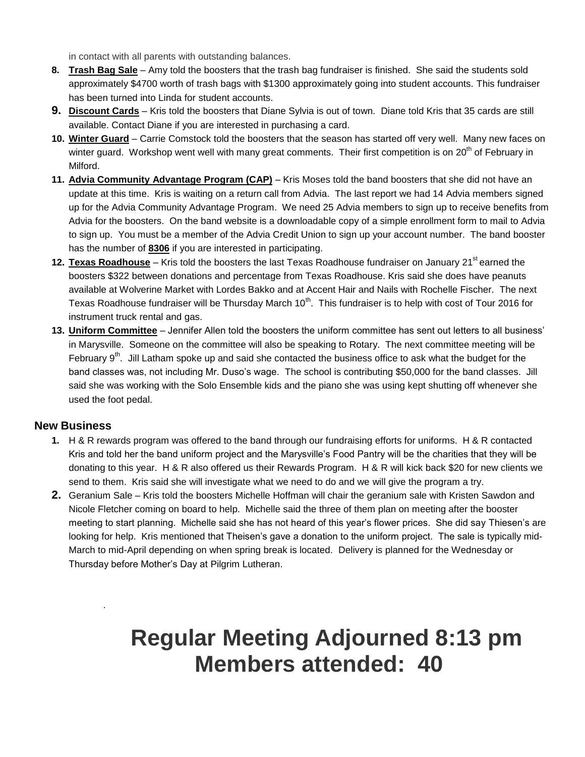in contact with all parents with outstanding balances.

8. **Trash Bag Sale** – Amy told the boosters that the trash bag fundraiser is finished. She said the students sold approximately $4700 worth of trash bags with $1300 approximately going into student accounts. This fundraiser has been turned into Linda for student accounts.
9. **Discount Cards** – Kris told the boosters that Diane Sylvia is out of town. Diane told Kris that 35 cards are still available. Contact Diane if you are interested in purchasing a card.
10. **Winter Guard** – Carrie Comstock told the boosters that the season has started off very well. Many new faces on winter guard. Workshop went well with many great comments. Their first competition is on 20th of February in Milford.
11. **Advia Community Advantage Program (CAP)** – Kris Moses told the band boosters that she did not have an update at this time. Kris is waiting on a return call from Advia. The last report we had 14 Advia members signed up for the Advia Community Advantage Program. We need 25 Advia members to sign up to receive benefits from Advia for the boosters. On the band website is a downloadable copy of a simple enrollment form to mail to Advia to sign up. You must be a member of the Advia Credit Union to sign up your account number. The band booster has the number of **8306** if you are interested in participating.
12. **Texas Roadhouse** – Kris told the boosters the last Texas Roadhouse fundraiser on January 21st earned the boosters $322 between donations and percentage from Texas Roadhouse. Kris said she does have peanuts available at Wolverine Market with Lordes Bakko and at Accent Hair and Nails with Rochelle Fischer. The next Texas Roadhouse fundraiser will be Thursday March 10th. This fundraiser is to help with cost of Tour 2016 for instrument truck rental and gas.
13. **Uniform Committee** – Jennifer Allen told the boosters the uniform committee has sent out letters to all business' in Marysville. Someone on the committee will also be speaking to Rotary. The next committee meeting will be February 9th. Jill Latham spoke up and said she contacted the business office to ask what the budget for the band classes was, not including Mr. Duso's wage. The school is contributing $50,000 for the band classes. Jill said she was working with the Solo Ensemble kids and the piano she was using kept shutting off whenever she used the foot pedal.

## New Business

1. H & R rewards program was offered to the band through our fundraising efforts for uniforms. H & R contacted Kris and told her the band uniform project and the Marysville's Food Pantry will be the charities that they will be donating to this year. H & R also offered us their Rewards Program. H & R will kick back $20 for new clients we send to them. Kris said she will investigate what we need to do and we will give the program a try.
2. Geranium Sale – Kris told the boosters Michelle Hoffman will chair the geranium sale with Kristen Sawdon and Nicole Fletcher coming on board to help. Michelle said the three of them plan on meeting after the booster meeting to start planning. Michelle said she has not heard of this year's flower prices. She did say Thiesen's are looking for help. Kris mentioned that Theisen's gave a donation to the uniform project. The sale is typically mid-March to mid-April depending on when spring break is located. Delivery is planned for the Wednesday or Thursday before Mother's Day at Pilgrim Lutheran.

# Regular Meeting Adjourned 8:13 pm
# Members attended: 40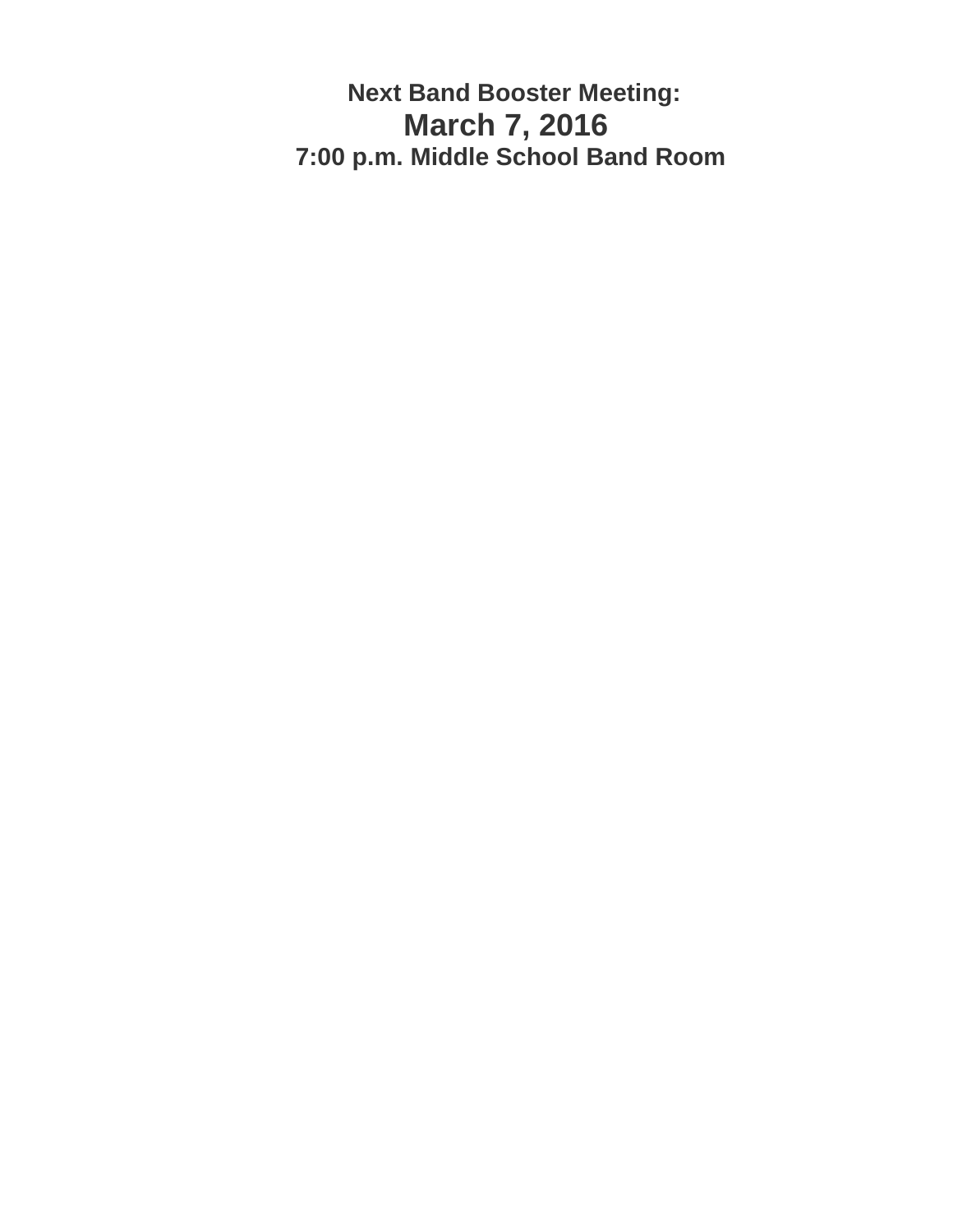**Next Band Booster Meeting:**

## March 7, 2016

**7:00 p.m. Middle School Band Room**